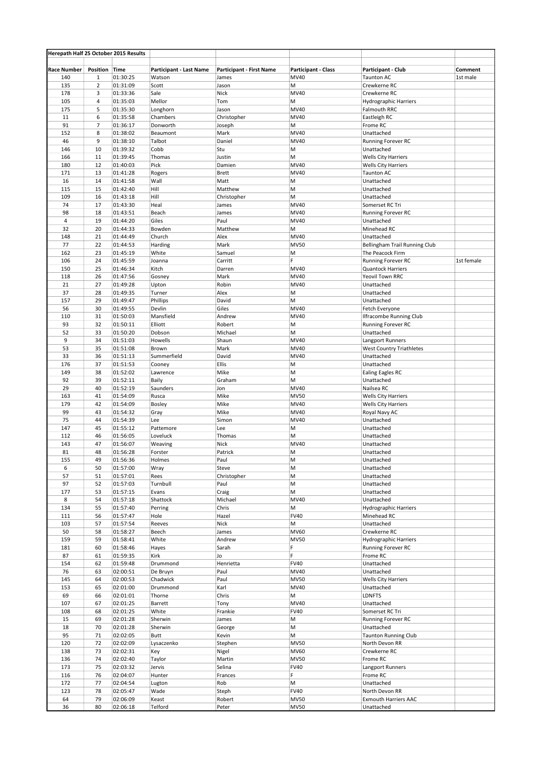**Herepath Half 25 October 2015 Results**

| Race Number | Position | Time | Participant - Last Name | Participant - First Name | Participant - Class | Participant - Club | Comment |
|---|---|---|---|---|---|---|---|
| 140 | 1 | 01:30:25 | Watson | James | MV40 | Taunton AC | 1st male |
| 135 | 2 | 01:31:09 | Scott | Jason | M | Crewkerne RC | |
| 178 | 3 | 01:33:36 | Sale | Nick | MV40 | Crewkerne RC | |
| 105 | 4 | 01:35:03 | Mellor | Tom | M | Hydrographic Harriers | |
| 175 | 5 | 01:35:30 | Longhorn | Jason | MV40 | Falmouth RRC | |
| 11 | 6 | 01:35:58 | Chambers | Christopher | MV40 | Eastleigh RC | |
| 91 | 7 | 01:36:17 | Donworth | Joseph | M | Frome RC | |
| 152 | 8 | 01:38:02 | Beaumont | Mark | MV40 | Unattached | |
| 46 | 9 | 01:38:10 | Talbot | Daniel | MV40 | Running Forever RC | |
| 146 | 10 | 01:39:32 | Cobb | Stu | M | Unattached | |
| 166 | 11 | 01:39:45 | Thomas | Justin | M | Wells City Harriers | |
| 180 | 12 | 01:40:03 | Pick | Damien | MV40 | Wells City Harriers | |
| 171 | 13 | 01:41:28 | Rogers | Brett | MV40 | Taunton AC | |
| 16 | 14 | 01:41:58 | Wall | Matt | M | Unattached | |
| 115 | 15 | 01:42:40 | Hill | Matthew | M | Unattached | |
| 109 | 16 | 01:43:18 | Hill | Christopher | M | Unattached | |
| 74 | 17 | 01:43:30 | Heal | James | MV40 | Somerset RC Tri | |
| 98 | 18 | 01:43:51 | Beach | James | MV40 | Running Forever RC | |
| 4 | 19 | 01:44:20 | Giles | Paul | MV40 | Unattached | |
| 32 | 20 | 01:44:33 | Bowden | Matthew | M | Minehead RC | |
| 148 | 21 | 01:44:49 | Church | Alex | MV40 | Unattached | |
| 77 | 22 | 01:44:53 | Harding | Mark | MV50 | Bellingham Trail Running Club | |
| 162 | 23 | 01:45:19 | White | Samuel | M | The Peacock Firm | |
| 106 | 24 | 01:45:59 | Joanna | Carritt | F | Running Forever RC | 1st female |
| 150 | 25 | 01:46:34 | Kitch | Darren | MV40 | Quantock Harriers | |
| 118 | 26 | 01:47:56 | Gosney | Mark | MV40 | Yeovil Town RRC | |
| 21 | 27 | 01:49:28 | Upton | Robin | MV40 | Unattached | |
| 37 | 28 | 01:49:35 | Turner | Alex | M | Unattached | |
| 157 | 29 | 01:49:47 | Phillips | David | M | Unattached | |
| 56 | 30 | 01:49:55 | Devlin | Giles | MV40 | Fetch Everyone | |
| 110 | 31 | 01:50:03 | Mansfield | Andrew | MV40 | Ilfracombe Running Club | |
| 93 | 32 | 01:50:11 | Elliott | Robert | M | Running Forever RC | |
| 52 | 33 | 01:50:20 | Dobson | Michael | M | Unattached | |
| 9 | 34 | 01:51:03 | Howells | Shaun | MV40 | Langport Runners | |
| 53 | 35 | 01:51:08 | Brown | Mark | MV40 | West Country Triathletes | |
| 33 | 36 | 01:51:13 | Summerfield | David | MV40 | Unattached | |
| 176 | 37 | 01:51:53 | Cooney | Ellis | M | Unattached | |
| 149 | 38 | 01:52:02 | Lawrence | Mike | M | Ealing Eagles RC | |
| 92 | 39 | 01:52:11 | Baily | Graham | M | Unattached | |
| 29 | 40 | 01:52:19 | Saunders | Jon | MV40 | Nailsea RC | |
| 163 | 41 | 01:54:09 | Rusca | Mike | MV50 | Wells City Harriers | |
| 179 | 42 | 01:54:09 | Bosley | Mike | MV40 | Wells City Harriers | |
| 99 | 43 | 01:54:32 | Gray | Mike | MV40 | Royal Navy AC | |
| 75 | 44 | 01:54:39 | Lee | Simon | MV40 | Unattached | |
| 147 | 45 | 01:55:12 | Pattemore | Lee | M | Unattached | |
| 112 | 46 | 01:56:05 | Loveluck | Thomas | M | Unattached | |
| 143 | 47 | 01:56:07 | Weaving | Nick | MV40 | Unattached | |
| 81 | 48 | 01:56:28 | Forster | Patrick | M | Unattached | |
| 155 | 49 | 01:56:36 | Holmes | Paul | M | Unattached | |
| 6 | 50 | 01:57:00 | Wray | Steve | M | Unattached | |
| 57 | 51 | 01:57:01 | Rees | Christopher | M | Unattached | |
| 97 | 52 | 01:57:03 | Turnbull | Paul | M | Unattached | |
| 177 | 53 | 01:57:15 | Evans | Craig | M | Unattached | |
| 8 | 54 | 01:57:18 | Shattock | Michael | MV40 | Unattached | |
| 134 | 55 | 01:57:40 | Perring | Chris | M | Hydrographic Harriers | |
| 111 | 56 | 01:57:47 | Hole | Hazel | FV40 | Minehead RC | |
| 103 | 57 | 01:57:54 | Reeves | Nick | M | Unattached | |
| 50 | 58 | 01:58:27 | Beech | James | MV60 | Crewkerne RC | |
| 159 | 59 | 01:58:41 | White | Andrew | MV50 | Hydrographic Harriers | |
| 181 | 60 | 01:58:46 | Hayes | Sarah | F | Running Forever RC | |
| 87 | 61 | 01:59:35 | Kirk | Jo | F | Frome RC | |
| 154 | 62 | 01:59:48 | Drummond | Henrietta | FV40 | Unattached | |
| 76 | 63 | 02:00:51 | De Bruyn | Paul | MV40 | Unattached | |
| 145 | 64 | 02:00:53 | Chadwick | Paul | MV50 | Wells City Harriers | |
| 153 | 65 | 02:01:00 | Drummond | Karl | MV40 | Unattached | |
| 69 | 66 | 02:01:01 | Thorne | Chris | M | LDNFTS | |
| 107 | 67 | 02:01:25 | Barrett | Tony | MV40 | Unattached | |
| 108 | 68 | 02:01:25 | White | Frankie | FV40 | Somerset RC Tri | |
| 15 | 69 | 02:01:28 | Sherwin | James | M | Running Forever RC | |
| 18 | 70 | 02:01:28 | Sherwin | George | M | Unattached | |
| 95 | 71 | 02:02:05 | Butt | Kevin | M | Taunton Running Club | |
| 120 | 72 | 02:02:09 | Lysaczenko | Stephen | MV50 | North Devon RR | |
| 138 | 73 | 02:02:31 | Key | Nigel | MV60 | Crewkerne RC | |
| 136 | 74 | 02:02:40 | Taylor | Martin | MV50 | Frome RC | |
| 173 | 75 | 02:03:32 | Jervis | Selina | FV40 | Langport Runners | |
| 116 | 76 | 02:04:07 | Hunter | Frances | F | Frome RC | |
| 172 | 77 | 02:04:54 | Lugton | Rob | M | Unattached | |
| 123 | 78 | 02:05:47 | Wade | Steph | FV40 | North Devon RR | |
| 64 | 79 | 02:06:09 | Keast | Robert | MV50 | Exmouth Harriers AAC | |
| 36 | 80 | 02:06:18 | Telford | Peter | MV50 | Unattached | |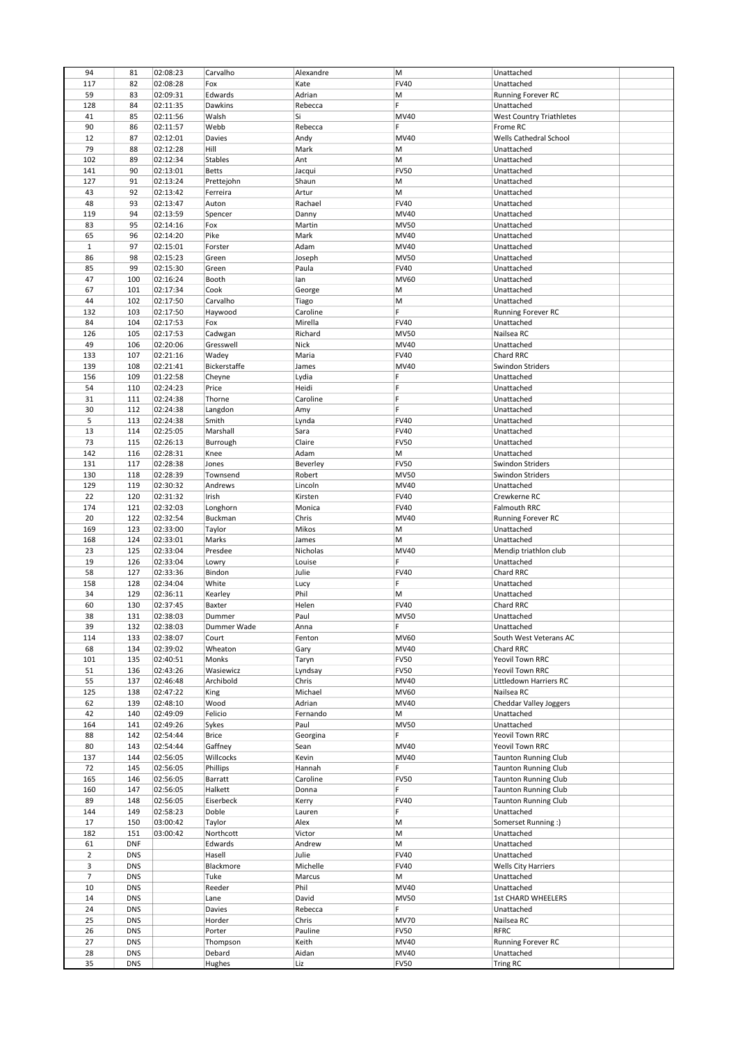| 94 | 81 | 02:08:23 | Carvalho | Alexandre | M | Unattached | |
|---|---|---|---|---|---|---|---|
| 117 | 82 | 02:08:28 | Fox | Kate | FV40 | Unattached | |
| 59 | 83 | 02:09:31 | Edwards | Adrian | M | Running Forever RC | |
| 128 | 84 | 02:11:35 | Dawkins | Rebecca | F | Unattached | |
| 41 | 85 | 02:11:56 | Walsh | Si | MV40 | West Country Triathletes | |
| 90 | 86 | 02:11:57 | Webb | Rebecca | F | Frome RC | |
| 12 | 87 | 02:12:01 | Davies | Andy | MV40 | Wells Cathedral School | |
| 79 | 88 | 02:12:28 | Hill | Mark | M | Unattached | |
| 102 | 89 | 02:12:34 | Stables | Ant | M | Unattached | |
| 141 | 90 | 02:13:01 | Betts | Jacqui | FV50 | Unattached | |
| 127 | 91 | 02:13:24 | Prettejohn | Shaun | M | Unattached | |
| 43 | 92 | 02:13:42 | Ferreira | Artur | M | Unattached | |
| 48 | 93 | 02:13:47 | Auton | Rachael | FV40 | Unattached | |
| 119 | 94 | 02:13:59 | Spencer | Danny | MV40 | Unattached | |
| 83 | 95 | 02:14:16 | Fox | Martin | MV50 | Unattached | |
| 65 | 96 | 02:14:20 | Pike | Mark | MV40 | Unattached | |
| 1 | 97 | 02:15:01 | Forster | Adam | MV40 | Unattached | |
| 86 | 98 | 02:15:23 | Green | Joseph | MV50 | Unattached | |
| 85 | 99 | 02:15:30 | Green | Paula | FV40 | Unattached | |
| 47 | 100 | 02:16:24 | Booth | Ian | MV60 | Unattached | |
| 67 | 101 | 02:17:34 | Cook | George | M | Unattached | |
| 44 | 102 | 02:17:50 | Carvalho | Tiago | M | Unattached | |
| 132 | 103 | 02:17:50 | Haywood | Caroline | F | Running Forever RC | |
| 84 | 104 | 02:17:53 | Fox | Mirella | FV40 | Unattached | |
| 126 | 105 | 02:17:53 | Cadwgan | Richard | MV50 | Nailsea RC | |
| 49 | 106 | 02:20:06 | Gresswell | Nick | MV40 | Unattached | |
| 133 | 107 | 02:21:16 | Wadey | Maria | FV40 | Chard RRC | |
| 139 | 108 | 02:21:41 | Bickerstaffe | James | MV40 | Swindon Striders | |
| 156 | 109 | 01:22:58 | Cheyne | Lydia | F | Unattached | |
| 54 | 110 | 02:24:23 | Price | Heidi | F | Unattached | |
| 31 | 111 | 02:24:38 | Thorne | Caroline | F | Unattached | |
| 30 | 112 | 02:24:38 | Langdon | Amy | F | Unattached | |
| 5 | 113 | 02:24:38 | Smith | Lynda | FV40 | Unattached | |
| 13 | 114 | 02:25:05 | Marshall | Sara | FV40 | Unattached | |
| 73 | 115 | 02:26:13 | Burrough | Claire | FV50 | Unattached | |
| 142 | 116 | 02:28:31 | Knee | Adam | M | Unattached | |
| 131 | 117 | 02:28:38 | Jones | Beverley | FV50 | Swindon Striders | |
| 130 | 118 | 02:28:39 | Townsend | Robert | MV50 | Swindon Striders | |
| 129 | 119 | 02:30:32 | Andrews | Lincoln | MV40 | Unattached | |
| 22 | 120 | 02:31:32 | Irish | Kirsten | FV40 | Crewkerne RC | |
| 174 | 121 | 02:32:03 | Longhorn | Monica | FV40 | Falmouth RRC | |
| 20 | 122 | 02:32:54 | Buckman | Chris | MV40 | Running Forever RC | |
| 169 | 123 | 02:33:00 | Taylor | Mikos | M | Unattached | |
| 168 | 124 | 02:33:01 | Marks | James | M | Unattached | |
| 23 | 125 | 02:33:04 | Presdee | Nicholas | MV40 | Mendip triathlon club | |
| 19 | 126 | 02:33:04 | Lowry | Louise | F | Unattached | |
| 58 | 127 | 02:33:36 | Bindon | Julie | FV40 | Chard RRC | |
| 158 | 128 | 02:34:04 | White | Lucy | F | Unattached | |
| 34 | 129 | 02:36:11 | Kearley | Phil | M | Unattached | |
| 60 | 130 | 02:37:45 | Baxter | Helen | FV40 | Chard RRC | |
| 38 | 131 | 02:38:03 | Dummer | Paul | MV50 | Unattached | |
| 39 | 132 | 02:38:03 | Dummer Wade | Anna | F | Unattached | |
| 114 | 133 | 02:38:07 | Court | Fenton | MV60 | South West Veterans AC | |
| 68 | 134 | 02:39:02 | Wheaton | Gary | MV40 | Chard RRC | |
| 101 | 135 | 02:40:51 | Monks | Taryn | FV50 | Yeovil Town RRC | |
| 51 | 136 | 02:43:26 | Wasiewicz | Lyndsay | FV50 | Yeovil Town RRC | |
| 55 | 137 | 02:46:48 | Archibold | Chris | MV40 | Littledown Harriers RC | |
| 125 | 138 | 02:47:22 | King | Michael | MV60 | Nailsea RC | |
| 62 | 139 | 02:48:10 | Wood | Adrian | MV40 | Cheddar Valley Joggers | |
| 42 | 140 | 02:49:09 | Felicio | Fernando | M | Unattached | |
| 164 | 141 | 02:49:26 | Sykes | Paul | MV50 | Unattached | |
| 88 | 142 | 02:54:44 | Brice | Georgina | F | Yeovil Town RRC | |
| 80 | 143 | 02:54:44 | Gaffney | Sean | MV40 | Yeovil Town RRC | |
| 137 | 144 | 02:56:05 | Willcocks | Kevin | MV40 | Taunton Running Club | |
| 72 | 145 | 02:56:05 | Phillips | Hannah | F | Taunton Running Club | |
| 165 | 146 | 02:56:05 | Barratt | Caroline | FV50 | Taunton Running Club | |
| 160 | 147 | 02:56:05 | Halkett | Donna | F | Taunton Running Club | |
| 89 | 148 | 02:56:05 | Eiserbeck | Kerry | FV40 | Taunton Running Club | |
| 144 | 149 | 02:58:23 | Doble | Lauren | F | Unattached | |
| 17 | 150 | 03:00:42 | Taylor | Alex | M | Somerset Running :) | |
| 182 | 151 | 03:00:42 | Northcott | Victor | M | Unattached | |
| 61 | DNF | | Edwards | Andrew | M | Unattached | |
| 2 | DNS | | Hasell | Julie | FV40 | Unattached | |
| 3 | DNS | | Blackmore | Michelle | FV40 | Wells City Harriers | |
| 7 | DNS | | Tuke | Marcus | M | Unattached | |
| 10 | DNS | | Reeder | Phil | MV40 | Unattached | |
| 14 | DNS | | Lane | David | MV50 | 1st CHARD WHEELERS | |
| 24 | DNS | | Davies | Rebecca | F | Unattached | |
| 25 | DNS | | Horder | Chris | MV70 | Nailsea RC | |
| 26 | DNS | | Porter | Pauline | FV50 | RFRC | |
| 27 | DNS | | Thompson | Keith | MV40 | Running Forever RC | |
| 28 | DNS | | Debard | Aidan | MV40 | Unattached | |
| 35 | DNS | | Hughes | Liz | FV50 | Tring RC | |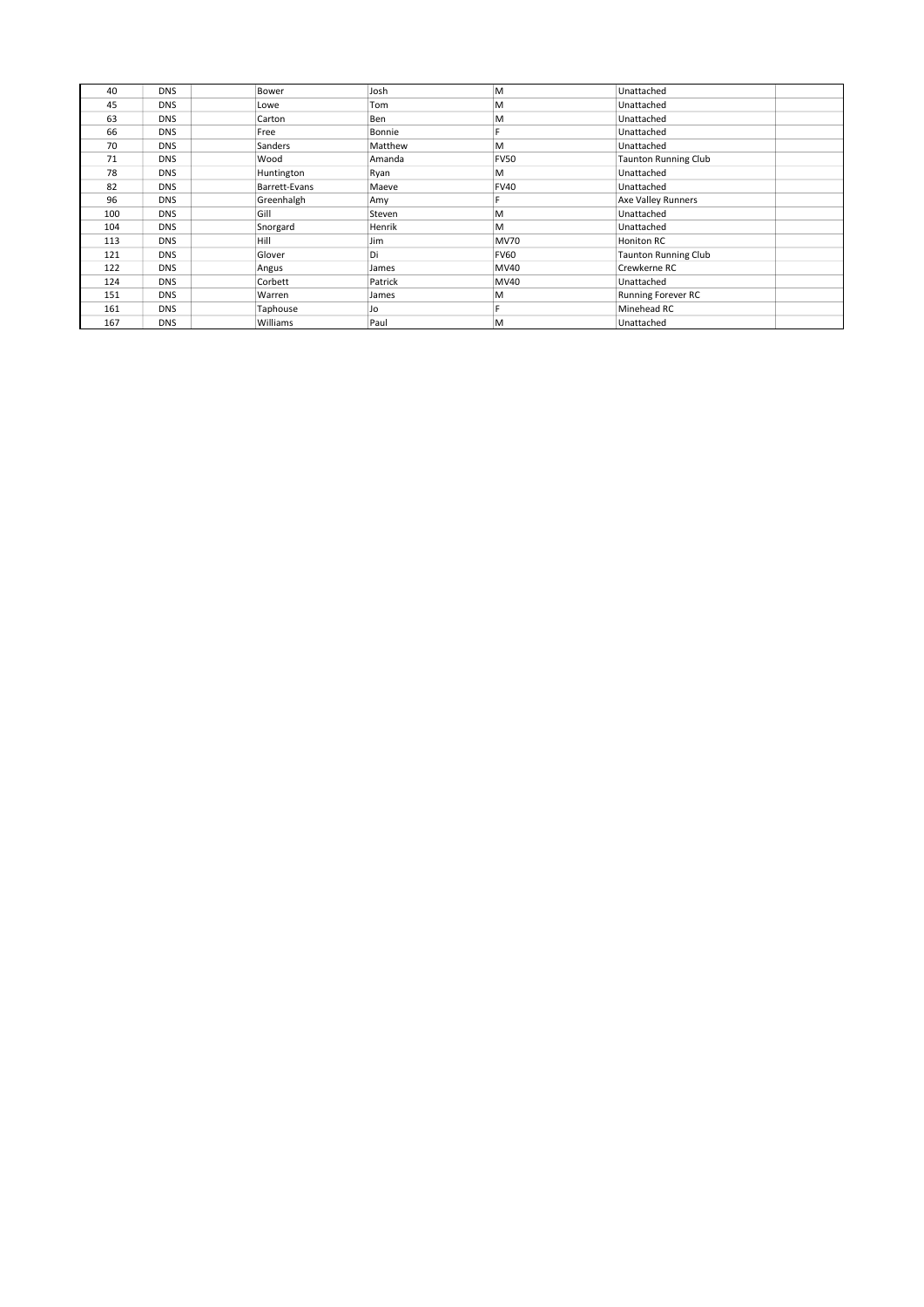| | | | | | | | |
|---|---|---|---|---|---|---|---|
| 40 | DNS | | Bower | Josh | M | Unattached | |
| 45 | DNS | | Lowe | Tom | M | Unattached | |
| 63 | DNS | | Carton | Ben | M | Unattached | |
| 66 | DNS | | Free | Bonnie | F | Unattached | |
| 70 | DNS | | Sanders | Matthew | M | Unattached | |
| 71 | DNS | | Wood | Amanda | FV50 | Taunton Running Club | |
| 78 | DNS | | Huntington | Ryan | M | Unattached | |
| 82 | DNS | | Barrett-Evans | Maeve | FV40 | Unattached | |
| 96 | DNS | | Greenhalgh | Amy | F | Axe Valley Runners | |
| 100 | DNS | | Gill | Steven | M | Unattached | |
| 104 | DNS | | Snorgard | Henrik | M | Unattached | |
| 113 | DNS | | Hill | Jim | MV70 | Honiton RC | |
| 121 | DNS | | Glover | Di | FV60 | Taunton Running Club | |
| 122 | DNS | | Angus | James | MV40 | Crewkerne RC | |
| 124 | DNS | | Corbett | Patrick | MV40 | Unattached | |
| 151 | DNS | | Warren | James | M | Running Forever RC | |
| 161 | DNS | | Taphouse | Jo | F | Minehead RC | |
| 167 | DNS | | Williams | Paul | M | Unattached | |